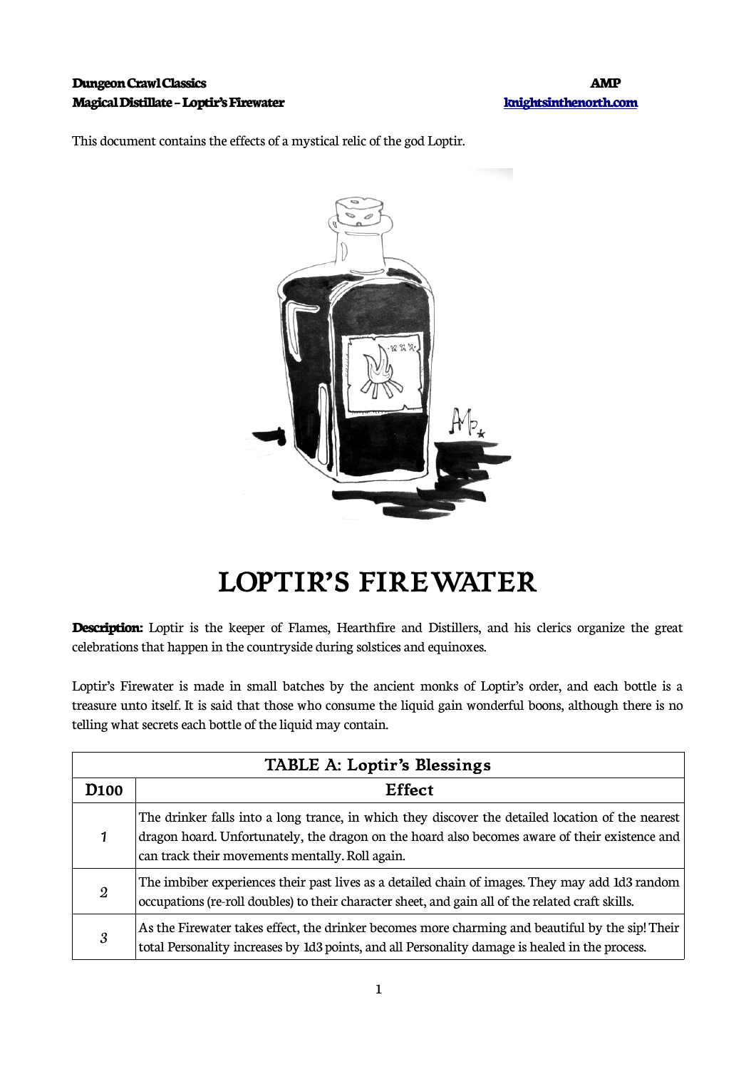This document contains the effects of a mystical relic of the god Loptir.

# LOPTIR'S FIREWATER

**Description:** Loptir is the keeper of Flames, Hearthfire and Distillers, and his clerics organize the great celebrations that happen in the countryside during solstices and equinoxes.

Loptir's Firewater is made in small batches by the ancient monks of Loptir's order, and each bottle is a treasure unto itself. It is said that those who consume the liquid gain wonderful boons, although there is no telling what secrets each bottle of the liquid may contain.

| TABLE A: Loptir's Blessings | |
|---|---|
| **D100** | **Effect** |
| *1* | The drinker falls into a long trance, in which they discover the detailed location of the nearest dragon hoard. Unfortunately, the dragon on the hoard also becomes aware of their existence and can track their movements mentally. Roll again. |
| *2* | The imbiber experiences their past lives as a detailed chain of images. They may add 1d3 random occupations (re-roll doubles) to their character sheet, and gain all of the related craft skills. |
| *3* | As the Firewater takes effect, the drinker becomes more charming and beautiful by the sip! Their total Personality increases by 1d3 points, and all Personality damage is healed in the process. |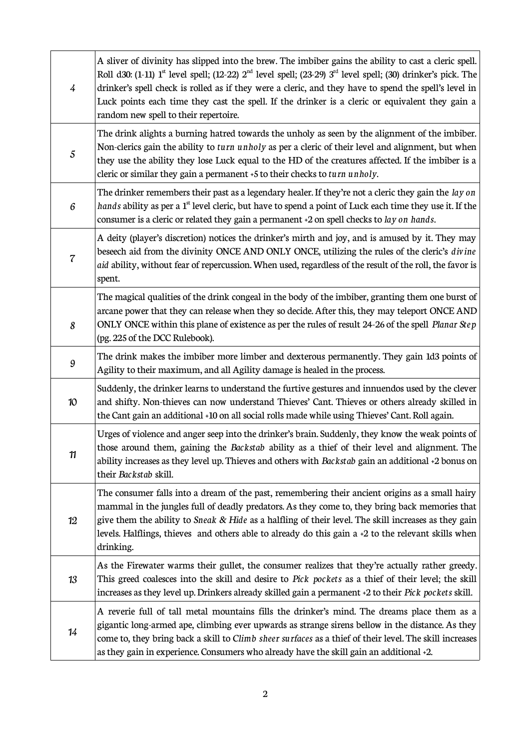| | |
|---|---|
| 4 | A sliver of divinity has slipped into the brew. The imbiber gains the ability to cast a cleric spell. Roll d30: (1-11) 1st level spell; (12-22) 2nd level spell; (23-29) 3rd level spell; (30) drinker's pick. The drinker's spell check is rolled as if they were a cleric, and they have to spend the spell's level in Luck points each time they cast the spell. If the drinker is a cleric or equivalent they gain a random new spell to their repertoire. |
| 5 | The drink alights a burning hatred towards the unholy as seen by the alignment of the imbiber. Non-clerics gain the ability to *turn unholy* as per a cleric of their level and alignment, but when they use the ability they lose Luck equal to the HD of the creatures affected. If the imbiber is a cleric or similar they gain a permanent +5 to their checks to *turn unholy*. |
| 6 | The drinker remembers their past as a legendary healer. If they're not a cleric they gain the *lay on hands* ability as per a 1st level cleric, but have to spend a point of Luck each time they use it. If the consumer is a cleric or related they gain a permanent +2 on spell checks to *lay on hands*. |
| 7 | A deity (player's discretion) notices the drinker's mirth and joy, and is amused by it. They may beseech aid from the divinity ONCE AND ONLY ONCE, utilizing the rules of the cleric's *divine aid* ability, without fear of repercussion. When used, regardless of the result of the roll, the favor is spent. |
| 8 | The magical qualities of the drink congeal in the body of the imbiber, granting them one burst of arcane power that they can release when they so decide. After this, they may teleport ONCE AND ONLY ONCE within this plane of existence as per the rules of result 24-26 of the spell *Planar Step* (pg. 225 of the DCC Rulebook). |
| 9 | The drink makes the imbiber more limber and dexterous permanently. They gain 1d3 points of Agility to their maximum, and all Agility damage is healed in the process. |
| 10 | Suddenly, the drinker learns to understand the furtive gestures and innuendos used by the clever and shifty. Non-thieves can now understand Thieves' Cant. Thieves or others already skilled in the Cant gain an additional +10 on all social rolls made while using Thieves' Cant. Roll again. |
| 11 | Urges of violence and anger seep into the drinker's brain. Suddenly, they know the weak points of those around them, gaining the *Backstab* ability as a thief of their level and alignment. The ability increases as they level up. Thieves and others with *Backstab* gain an additional +2 bonus on their *Backstab* skill. |
| 12 | The consumer falls into a dream of the past, remembering their ancient origins as a small hairy mammal in the jungles full of deadly predators. As they come to, they bring back memories that give them the ability to *Sneak & Hide* as a halfling of their level. The skill increases as they gain levels. Halflings, thieves and others able to already do this gain a +2 to the relevant skills when drinking. |
| 13 | As the Firewater warms their gullet, the consumer realizes that they're actually rather greedy. This greed coalesces into the skill and desire to *Pick pockets* as a thief of their level; the skill increases as they level up. Drinkers already skilled gain a permanent +2 to their *Pick pockets* skill. |
| 14 | A reverie full of tall metal mountains fills the drinker's mind. The dreams place them as a gigantic long-armed ape, climbing ever upwards as strange sirens bellow in the distance. As they come to, they bring back a skill to *Climb sheer surfaces* as a thief of their level. The skill increases as they gain in experience. Consumers who already have the skill gain an additional +2. |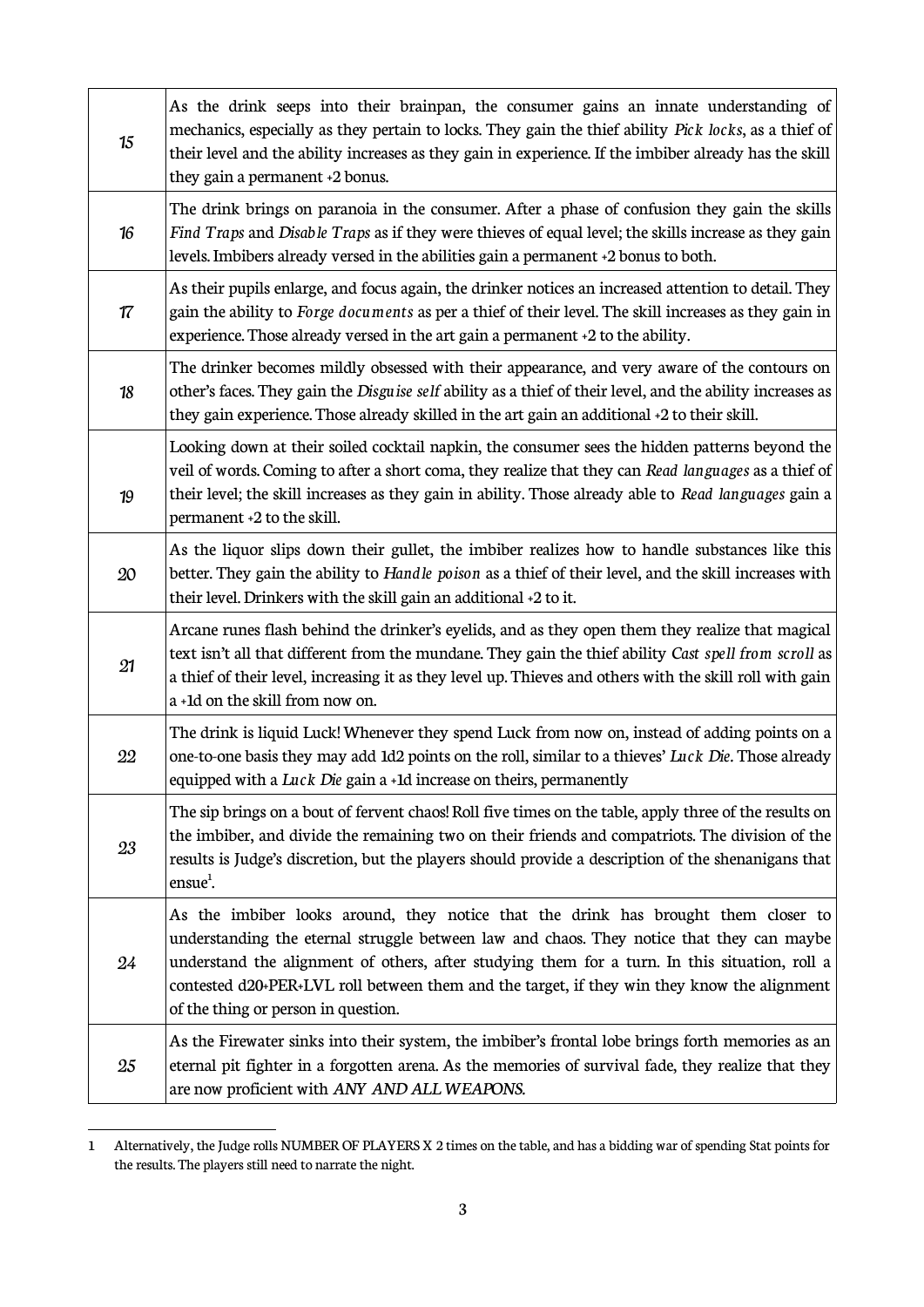| | |
|---|---|
| 15 | As the drink seeps into their brainpan, the consumer gains an innate understanding of mechanics, especially as they pertain to locks. They gain the thief ability *Pick locks*, as a thief of their level and the ability increases as they gain in experience. If the imbiber already has the skill they gain a permanent +2 bonus. |
| 16 | The drink brings on paranoia in the consumer. After a phase of confusion they gain the skills *Find Traps* and *Disable Traps* as if they were thieves of equal level; the skills increase as they gain levels. Imbibers already versed in the abilities gain a permanent +2 bonus to both. |
| 17 | As their pupils enlarge, and focus again, the drinker notices an increased attention to detail. They gain the ability to *Forge documents* as per a thief of their level. The skill increases as they gain in experience. Those already versed in the art gain a permanent +2 to the ability. |
| 18 | The drinker becomes mildly obsessed with their appearance, and very aware of the contours on other's faces. They gain the *Disguise self* ability as a thief of their level, and the ability increases as they gain experience. Those already skilled in the art gain an additional +2 to their skill. |
| 19 | Looking down at their soiled cocktail napkin, the consumer sees the hidden patterns beyond the veil of words. Coming to after a short coma, they realize that they can *Read languages* as a thief of their level; the skill increases as they gain in ability. Those already able to *Read languages* gain a permanent +2 to the skill. |
| 20 | As the liquor slips down their gullet, the imbiber realizes how to handle substances like this better. They gain the ability to *Handle poison* as a thief of their level, and the skill increases with their level. Drinkers with the skill gain an additional +2 to it. |
| 21 | Arcane runes flash behind the drinker's eyelids, and as they open them they realize that magical text isn't all that different from the mundane. They gain the thief ability *Cast spell from scroll* as a thief of their level, increasing it as they level up. Thieves and others with the skill roll with gain a +1d on the skill from now on. |
| 22 | The drink is liquid Luck! Whenever they spend Luck from now on, instead of adding points on a one-to-one basis they may add 1d2 points on the roll, similar to a thieves' *Luck Die*. Those already equipped with a *Luck Die* gain a +1d increase on theirs, permanently |
| 23 | The sip brings on a bout of fervent chaos! Roll five times on the table, apply three of the results on the imbiber, and divide the remaining two on their friends and compatriots. The division of the results is Judge's discretion, but the players should provide a description of the shenanigans that ensue[1]. |
| 24 | As the imbiber looks around, they notice that the drink has brought them closer to understanding the eternal struggle between law and chaos. They notice that they can maybe understand the alignment of others, after studying them for a turn. In this situation, roll a contested d20+PER+LVL roll between them and the target, if they win they know the alignment of the thing or person in question. |
| 25 | As the Firewater sinks into their system, the imbiber's frontal lobe brings forth memories as an eternal pit fighter in a forgotten arena. As the memories of survival fade, they realize that they are now proficient with *ANY AND ALL WEAPONS*. |

1 Alternatively, the Judge rolls NUMBER OF PLAYERS X 2 times on the table, and has a bidding war of spending Stat points for the results. The players still need to narrate the night.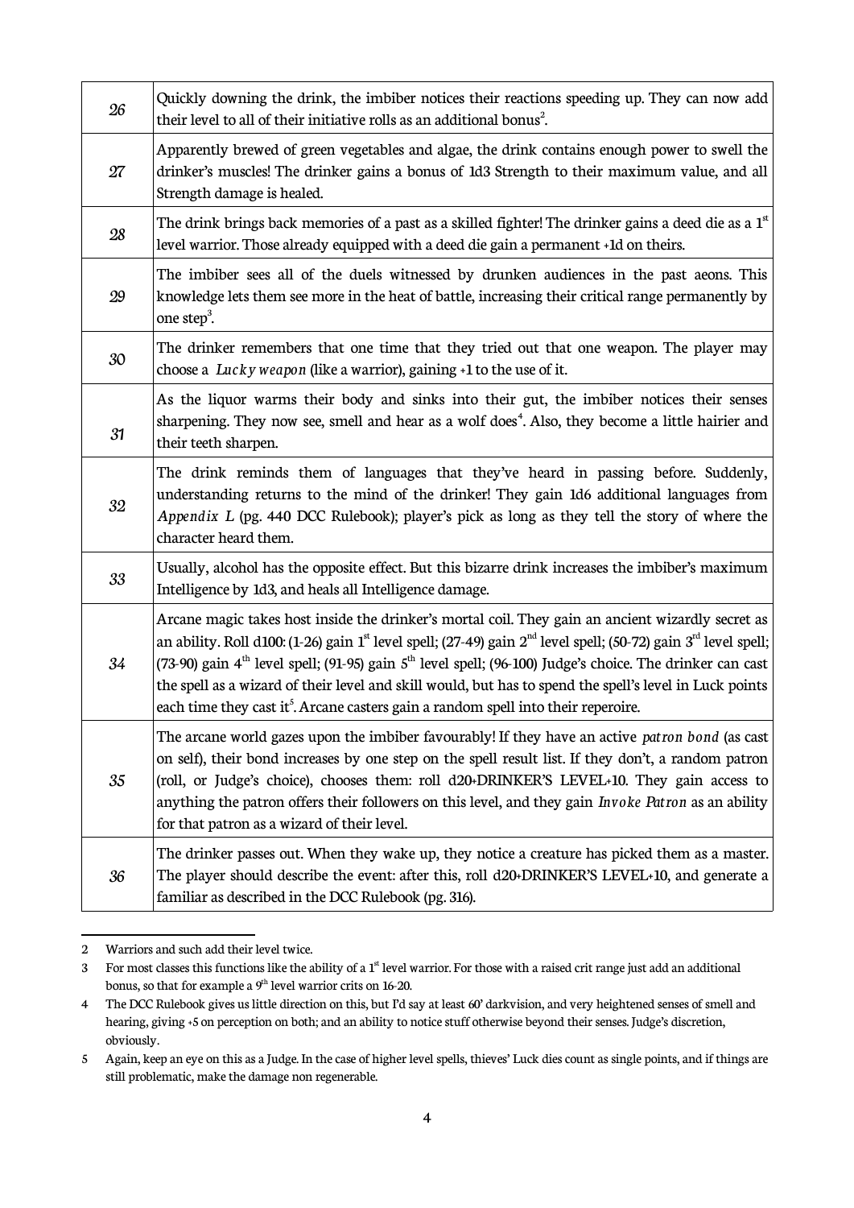| | |
|---|---|
| *26* | Quickly downing the drink, the imbiber notices their reactions speeding up. They can now add their level to all of their initiative rolls as an additional bonus[2]. |
| *27* | Apparently brewed of green vegetables and algae, the drink contains enough power to swell the drinker's muscles! The drinker gains a bonus of 1d3 Strength to their maximum value, and all Strength damage is healed. |
| *28* | The drink brings back memories of a past as a skilled fighter! The drinker gains a deed die as a 1st level warrior. Those already equipped with a deed die gain a permanent +1d on theirs. |
| *29* | The imbiber sees all of the duels witnessed by drunken audiences in the past aeons. This knowledge lets them see more in the heat of battle, increasing their critical range permanently by one step[3]. |
| *30* | The drinker remembers that one time that they tried out that one weapon. The player may choose a *Lucky weapon* (like a warrior), gaining +1 to the use of it. |
| *31* | As the liquor warms their body and sinks into their gut, the imbiber notices their senses sharpening. They now see, smell and hear as a wolf does[4]. Also, they become a little hairier and their teeth sharpen. |
| *32* | The drink reminds them of languages that they've heard in passing before. Suddenly, understanding returns to the mind of the drinker! They gain 1d6 additional languages from *Appendix L* (pg. 440 DCC Rulebook); player's pick as long as they tell the story of where the character heard them. |
| *33* | Usually, alcohol has the opposite effect. But this bizarre drink increases the imbiber's maximum Intelligence by 1d3, and heals all Intelligence damage. |
| *34* | Arcane magic takes host inside the drinker's mortal coil. They gain an ancient wizardly secret as an ability. Roll d100: (1-26) gain 1st level spell; (27-49) gain 2nd level spell; (50-72) gain 3rd level spell; (73-90) gain 4th level spell; (91-95) gain 5th level spell; (96-100) Judge's choice. The drinker can cast the spell as a wizard of their level and skill would, but has to spend the spell's level in Luck points each time they cast it[5]. Arcane casters gain a random spell into their reperoire. |
| *35* | The arcane world gazes upon the imbiber favourably! If they have an active *patron bond* (as cast on self), their bond increases by one step on the spell result list. If they don't, a random patron (roll, or Judge's choice), chooses them: roll d20+DRINKER'S LEVEL+10. They gain access to anything the patron offers their followers on this level, and they gain *Invoke Patron* as an ability for that patron as a wizard of their level. |
| *36* | The drinker passes out. When they wake up, they notice a creature has picked them as a master. The player should describe the event: after this, roll d20+DRINKER'S LEVEL+10, and generate a familiar as described in the DCC Rulebook (pg. 316). |

2 Warriors and such add their level twice.

3 For most classes this functions like the ability of a 1st level warrior. For those with a raised crit range just add an additional bonus, so that for example a 9th level warrior crits on 16-20.

4 The DCC Rulebook gives us little direction on this, but I'd say at least 60' darkvision, and very heightened senses of smell and hearing, giving +5 on perception on both; and an ability to notice stuff otherwise beyond their senses. Judge's discretion, obviously.

5 Again, keep an eye on this as a Judge. In the case of higher level spells, thieves' Luck dies count as single points, and if things are still problematic, make the damage non regenerable.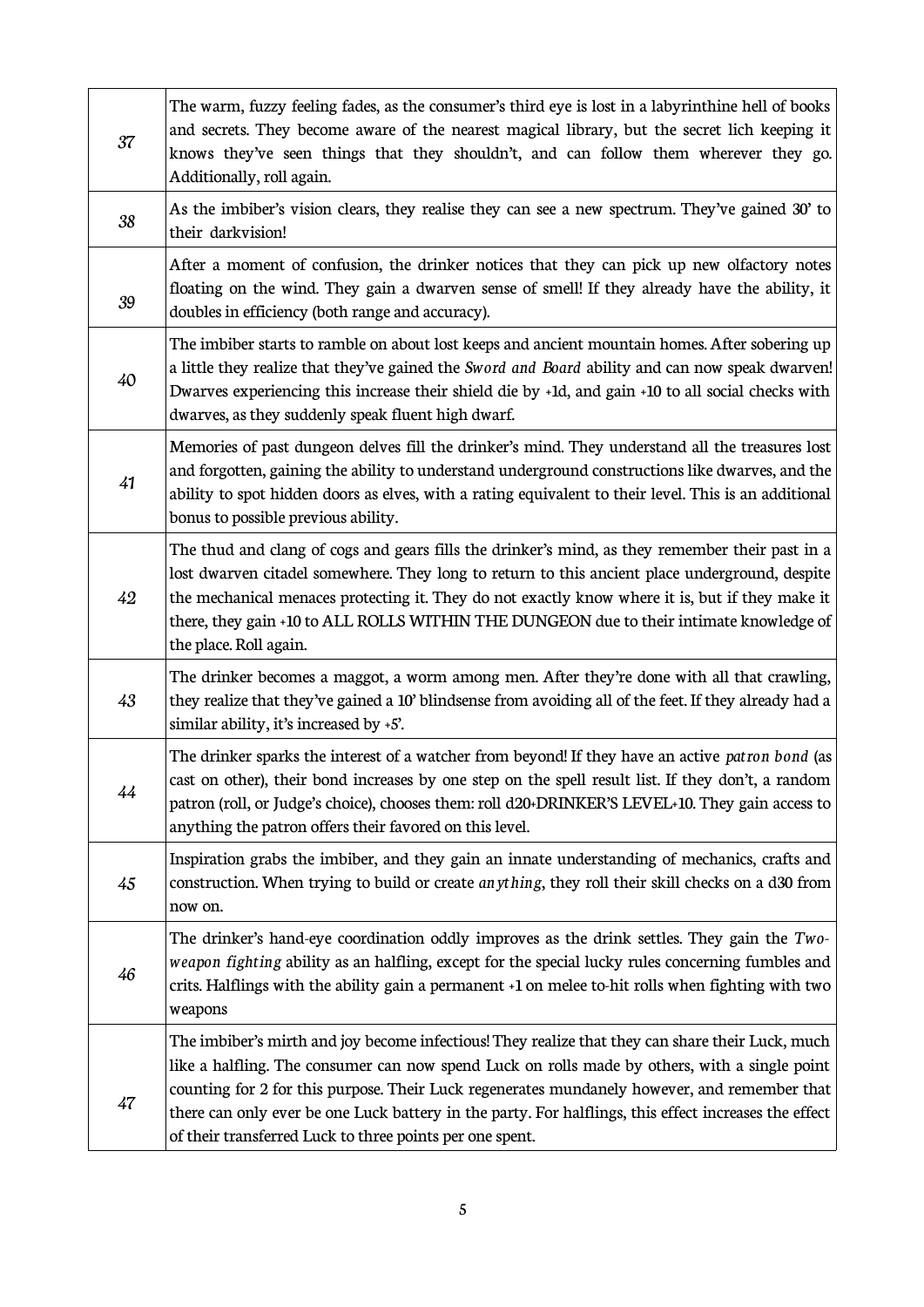| | |
|---|---|
| *37* | The warm, fuzzy feeling fades, as the consumer's third eye is lost in a labyrinthine hell of books and secrets. They become aware of the nearest magical library, but the secret lich keeping it knows they've seen things that they shouldn't, and can follow them wherever they go. Additionally, roll again. |
| *38* | As the imbiber's vision clears, they realise they can see a new spectrum. They've gained 30' to their darkvision! |
| *39* | After a moment of confusion, the drinker notices that they can pick up new olfactory notes floating on the wind. They gain a dwarven sense of smell! If they already have the ability, it doubles in efficiency (both range and accuracy). |
| *40* | The imbiber starts to ramble on about lost keeps and ancient mountain homes. After sobering up a little they realize that they've gained the *Sword and Board* ability and can now speak dwarven! Dwarves experiencing this increase their shield die by +1d, and gain +10 to all social checks with dwarves, as they suddenly speak fluent high dwarf. |
| *41* | Memories of past dungeon delves fill the drinker's mind. They understand all the treasures lost and forgotten, gaining the ability to understand underground constructions like dwarves, and the ability to spot hidden doors as elves, with a rating equivalent to their level. This is an additional bonus to possible previous ability. |
| *42* | The thud and clang of cogs and gears fills the drinker's mind, as they remember their past in a lost dwarven citadel somewhere. They long to return to this ancient place underground, despite the mechanical menaces protecting it. They do not exactly know where it is, but if they make it there, they gain +10 to ALL ROLLS WITHIN THE DUNGEON due to their intimate knowledge of the place. Roll again. |
| *43* | The drinker becomes a maggot, a worm among men. After they're done with all that crawling, they realize that they've gained a 10' blindsense from avoiding all of the feet. If they already had a similar ability, it's increased by +5'. |
| *44* | The drinker sparks the interest of a watcher from beyond! If they have an active *patron bond* (as cast on other), their bond increases by one step on the spell result list. If they don't, a random patron (roll, or Judge's choice), chooses them: roll d20+DRINKER'S LEVEL+10. They gain access to anything the patron offers their favored on this level. |
| *45* | Inspiration grabs the imbiber, and they gain an innate understanding of mechanics, crafts and construction. When trying to build or create *anything*, they roll their skill checks on a d30 from now on. |
| *46* | The drinker's hand-eye coordination oddly improves as the drink settles. They gain the *Two-weapon fighting* ability as an halfling, except for the special lucky rules concerning fumbles and crits. Halflings with the ability gain a permanent +1 on melee to-hit rolls when fighting with two weapons |
| *47* | The imbiber's mirth and joy become infectious! They realize that they can share their Luck, much like a halfling. The consumer can now spend Luck on rolls made by others, with a single point counting for 2 for this purpose. Their Luck regenerates mundanely however, and remember that there can only ever be one Luck battery in the party. For halflings, this effect increases the effect of their transferred Luck to three points per one spent. |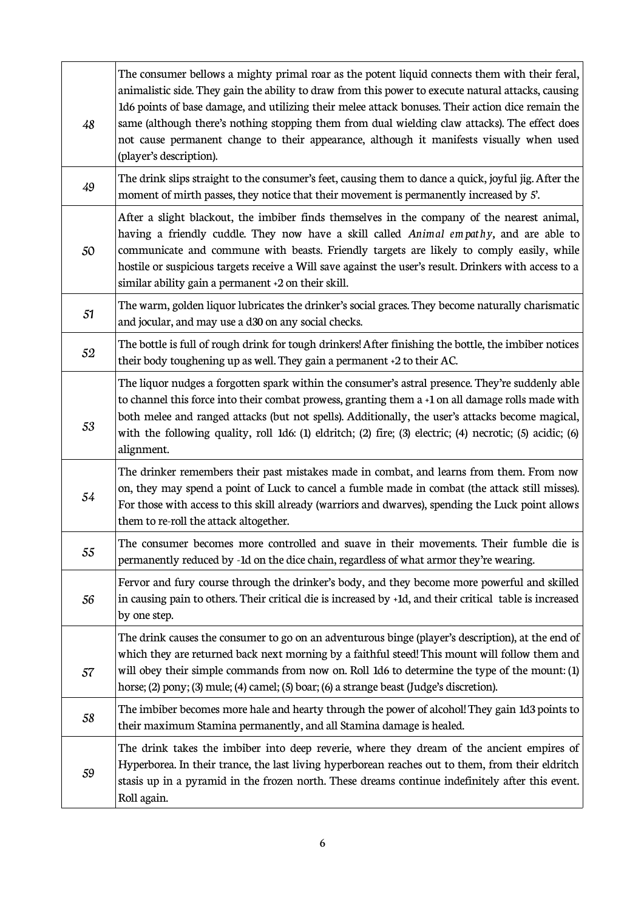| | |
|---|---|
| *48* | The consumer bellows a mighty primal roar as the potent liquid connects them with their feral, animalistic side. They gain the ability to draw from this power to execute natural attacks, causing 1d6 points of base damage, and utilizing their melee attack bonuses. Their action dice remain the same (although there's nothing stopping them from dual wielding claw attacks). The effect does not cause permanent change to their appearance, although it manifests visually when used (player's description). |
| *49* | The drink slips straight to the consumer's feet, causing them to dance a quick, joyful jig. After the moment of mirth passes, they notice that their movement is permanently increased by 5'. |
| *50* | After a slight blackout, the imbiber finds themselves in the company of the nearest animal, having a friendly cuddle. They now have a skill called *Animal empathy*, and are able to communicate and commune with beasts. Friendly targets are likely to comply easily, while hostile or suspicious targets receive a Will save against the user's result. Drinkers with access to a similar ability gain a permanent +2 on their skill. |
| *51* | The warm, golden liquor lubricates the drinker's social graces. They become naturally charismatic and jocular, and may use a d30 on any social checks. |
| *52* | The bottle is full of rough drink for tough drinkers! After finishing the bottle, the imbiber notices their body toughening up as well. They gain a permanent +2 to their AC. |
| *53* | The liquor nudges a forgotten spark within the consumer's astral presence. They're suddenly able to channel this force into their combat prowess, granting them a +1 on all damage rolls made with both melee and ranged attacks (but not spells). Additionally, the user's attacks become magical, with the following quality, roll 1d6: (1) eldritch; (2) fire; (3) electric; (4) necrotic; (5) acidic; (6) alignment. |
| *54* | The drinker remembers their past mistakes made in combat, and learns from them. From now on, they may spend a point of Luck to cancel a fumble made in combat (the attack still misses). For those with access to this skill already (warriors and dwarves), spending the Luck point allows them to re-roll the attack altogether. |
| *55* | The consumer becomes more controlled and suave in their movements. Their fumble die is permanently reduced by -1d on the dice chain, regardless of what armor they're wearing. |
| *56* | Fervor and fury course through the drinker's body, and they become more powerful and skilled in causing pain to others. Their critical die is increased by +1d, and their critical table is increased by one step. |
| *57* | The drink causes the consumer to go on an adventurous binge (player's description), at the end of which they are returned back next morning by a faithful steed! This mount will follow them and will obey their simple commands from now on. Roll 1d6 to determine the type of the mount: (1) horse; (2) pony; (3) mule; (4) camel; (5) boar; (6) a strange beast (Judge's discretion). |
| *58* | The imbiber becomes more hale and hearty through the power of alcohol! They gain 1d3 points to their maximum Stamina permanently, and all Stamina damage is healed. |
| *59* | The drink takes the imbiber into deep reverie, where they dream of the ancient empires of Hyperborea. In their trance, the last living hyperborean reaches out to them, from their eldritch stasis up in a pyramid in the frozen north. These dreams continue indefinitely after this event. Roll again. |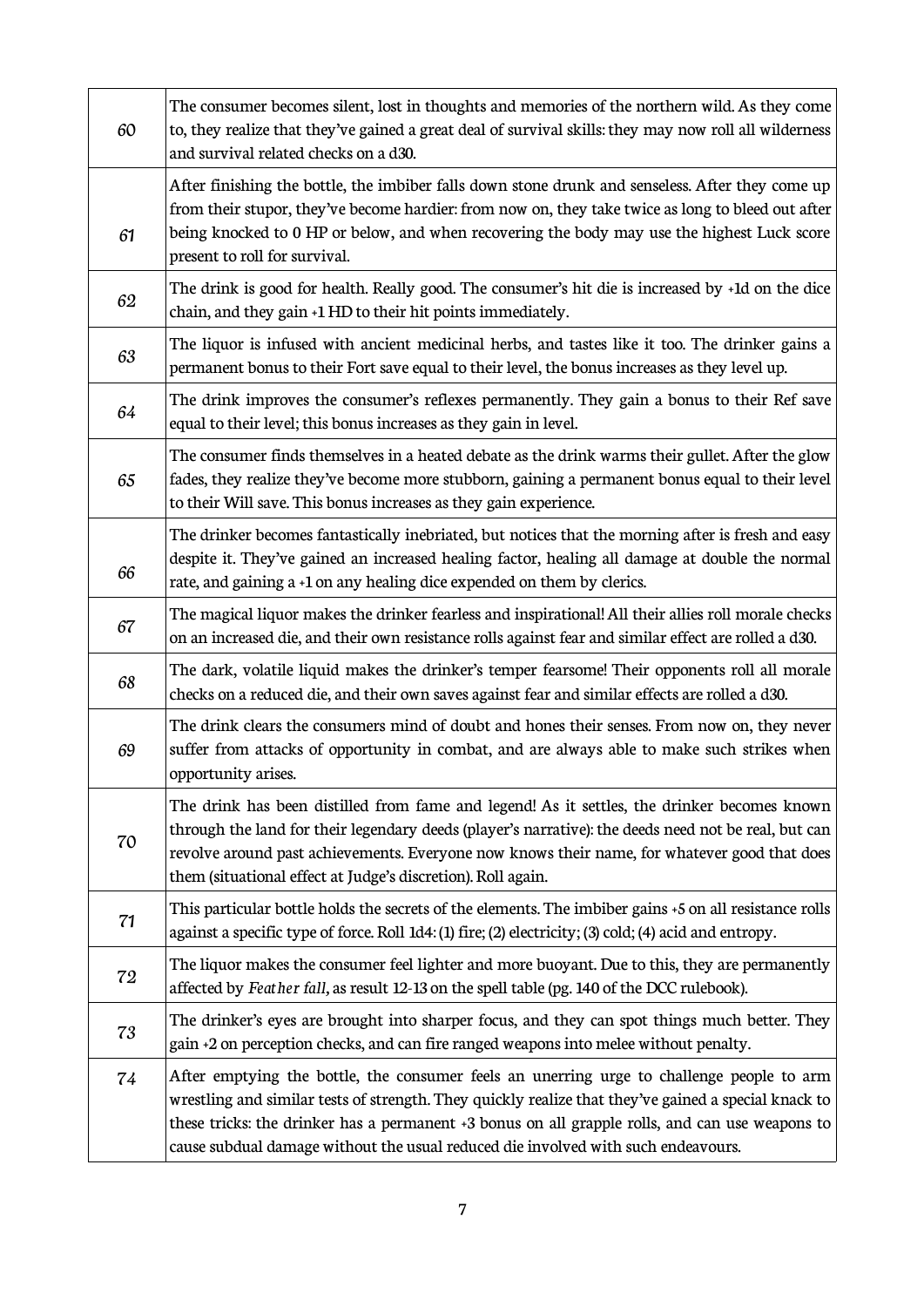| | |
|---|---|
| 60 | The consumer becomes silent, lost in thoughts and memories of the northern wild. As they come to, they realize that they've gained a great deal of survival skills: they may now roll all wilderness and survival related checks on a d30. |
| 61 | After finishing the bottle, the imbiber falls down stone drunk and senseless. After they come up from their stupor, they've become hardier: from now on, they take twice as long to bleed out after being knocked to 0 HP or below, and when recovering the body may use the highest Luck score present to roll for survival. |
| 62 | The drink is good for health. Really good. The consumer's hit die is increased by +1d on the dice chain, and they gain +1 HD to their hit points immediately. |
| 63 | The liquor is infused with ancient medicinal herbs, and tastes like it too. The drinker gains a permanent bonus to their Fort save equal to their level, the bonus increases as they level up. |
| 64 | The drink improves the consumer's reflexes permanently. They gain a bonus to their Ref save equal to their level; this bonus increases as they gain in level. |
| 65 | The consumer finds themselves in a heated debate as the drink warms their gullet. After the glow fades, they realize they've become more stubborn, gaining a permanent bonus equal to their level to their Will save. This bonus increases as they gain experience. |
| 66 | The drinker becomes fantastically inebriated, but notices that the morning after is fresh and easy despite it. They've gained an increased healing factor, healing all damage at double the normal rate, and gaining a +1 on any healing dice expended on them by clerics. |
| 67 | The magical liquor makes the drinker fearless and inspirational! All their allies roll morale checks on an increased die, and their own resistance rolls against fear and similar effect are rolled a d30. |
| 68 | The dark, volatile liquid makes the drinker's temper fearsome! Their opponents roll all morale checks on a reduced die, and their own saves against fear and similar effects are rolled a d30. |
| 69 | The drink clears the consumers mind of doubt and hones their senses. From now on, they never suffer from attacks of opportunity in combat, and are always able to make such strikes when opportunity arises. |
| 70 | The drink has been distilled from fame and legend! As it settles, the drinker becomes known through the land for their legendary deeds (player's narrative): the deeds need not be real, but can revolve around past achievements. Everyone now knows their name, for whatever good that does them (situational effect at Judge's discretion). Roll again. |
| 71 | This particular bottle holds the secrets of the elements. The imbiber gains +5 on all resistance rolls against a specific type of force. Roll 1d4: (1) fire; (2) electricity; (3) cold; (4) acid and entropy. |
| 72 | The liquor makes the consumer feel lighter and more buoyant. Due to this, they are permanently affected by *Feather fall*, as result 12-13 on the spell table (pg. 140 of the DCC rulebook). |
| 73 | The drinker's eyes are brought into sharper focus, and they can spot things much better. They gain +2 on perception checks, and can fire ranged weapons into melee without penalty. |
| 74 | After emptying the bottle, the consumer feels an unerring urge to challenge people to arm wrestling and similar tests of strength. They quickly realize that they've gained a special knack to these tricks: the drinker has a permanent +3 bonus on all grapple rolls, and can use weapons to cause subdual damage without the usual reduced die involved with such endeavours. |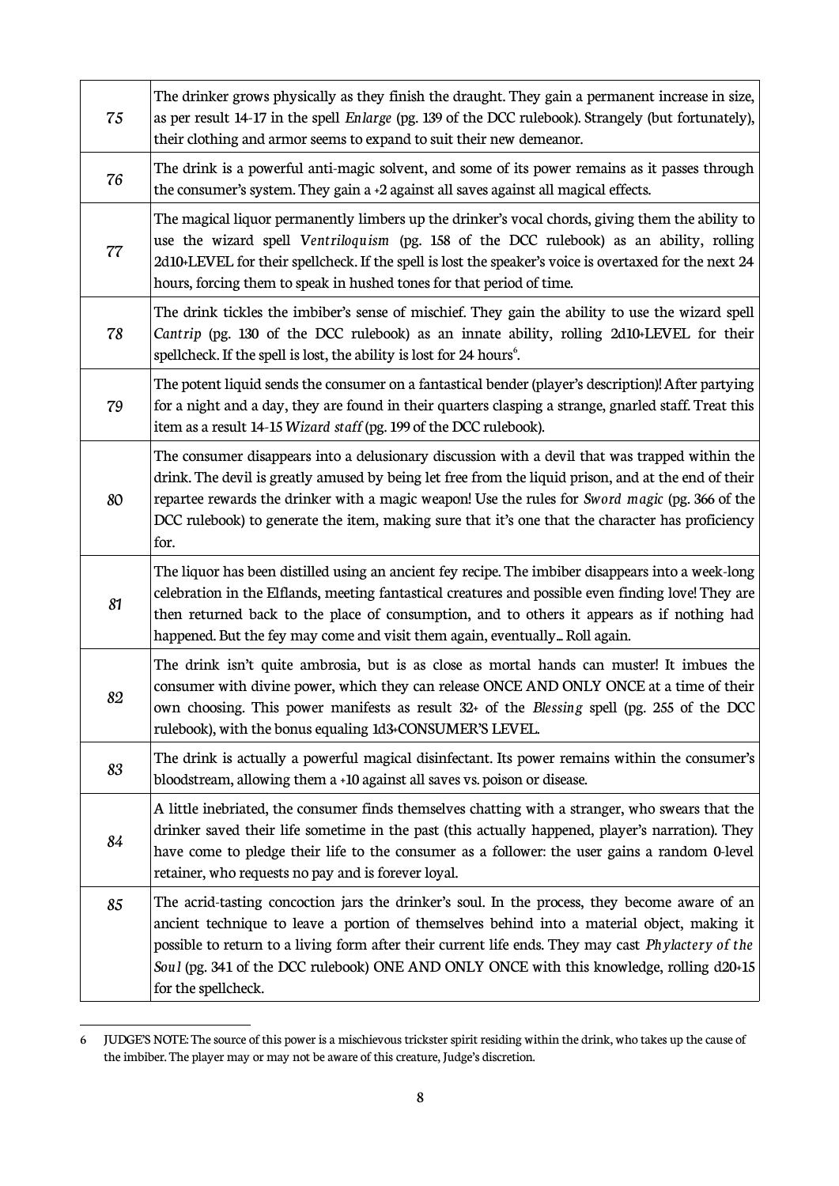| | |
|---|---|
| 75 | The drinker grows physically as they finish the draught. They gain a permanent increase in size, as per result 14-17 in the spell *Enlarge* (pg. 139 of the DCC rulebook). Strangely (but fortunately), their clothing and armor seems to expand to suit their new demeanor. |
| 76 | The drink is a powerful anti-magic solvent, and some of its power remains as it passes through the consumer's system. They gain a +2 against all saves against all magical effects. |
| 77 | The magical liquor permanently limbers up the drinker's vocal chords, giving them the ability to use the wizard spell *Ventriloquism* (pg. 158 of the DCC rulebook) as an ability, rolling 2d10+LEVEL for their spellcheck. If the spell is lost the speaker's voice is overtaxed for the next 24 hours, forcing them to speak in hushed tones for that period of time. |
| 78 | The drink tickles the imbiber's sense of mischief. They gain the ability to use the wizard spell *Cantrip* (pg. 130 of the DCC rulebook) as an innate ability, rolling 2d10+LEVEL for their spellcheck. If the spell is lost, the ability is lost for 24 hours[6]. |
| 79 | The potent liquid sends the consumer on a fantastical bender (player's description)! After partying for a night and a day, they are found in their quarters clasping a strange, gnarled staff. Treat this item as a result 14-15 *Wizard staff* (pg. 199 of the DCC rulebook). |
| 80 | The consumer disappears into a delusionary discussion with a devil that was trapped within the drink. The devil is greatly amused by being let free from the liquid prison, and at the end of their repartee rewards the drinker with a magic weapon! Use the rules for *Sword magic* (pg. 366 of the DCC rulebook) to generate the item, making sure that it's one that the character has proficiency for. |
| 81 | The liquor has been distilled using an ancient fey recipe. The imbiber disappears into a week-long celebration in the Elflands, meeting fantastical creatures and possible even finding love! They are then returned back to the place of consumption, and to others it appears as if nothing had happened. But the fey may come and visit them again, eventually… Roll again. |
| 82 | The drink isn't quite ambrosia, but is as close as mortal hands can muster! It imbues the consumer with divine power, which they can release ONCE AND ONLY ONCE at a time of their own choosing. This power manifests as result 32+ of the *Blessing* spell (pg. 255 of the DCC rulebook), with the bonus equaling 1d3+CONSUMER'S LEVEL. |
| 83 | The drink is actually a powerful magical disinfectant. Its power remains within the consumer's bloodstream, allowing them a +10 against all saves vs. poison or disease. |
| 84 | A little inebriated, the consumer finds themselves chatting with a stranger, who swears that the drinker saved their life sometime in the past (this actually happened, player's narration). They have come to pledge their life to the consumer as a follower: the user gains a random 0-level retainer, who requests no pay and is forever loyal. |
| 85 | The acrid-tasting concoction jars the drinker's soul. In the process, they become aware of an ancient technique to leave a portion of themselves behind into a material object, making it possible to return to a living form after their current life ends. They may cast *Phylactery of the Soul* (pg. 341 of the DCC rulebook) ONE AND ONLY ONCE with this knowledge, rolling d20+15 for the spellcheck. |

6 JUDGE'S NOTE: The source of this power is a mischievous trickster spirit residing within the drink, who takes up the cause of the imbiber. The player may or may not be aware of this creature, Judge's discretion.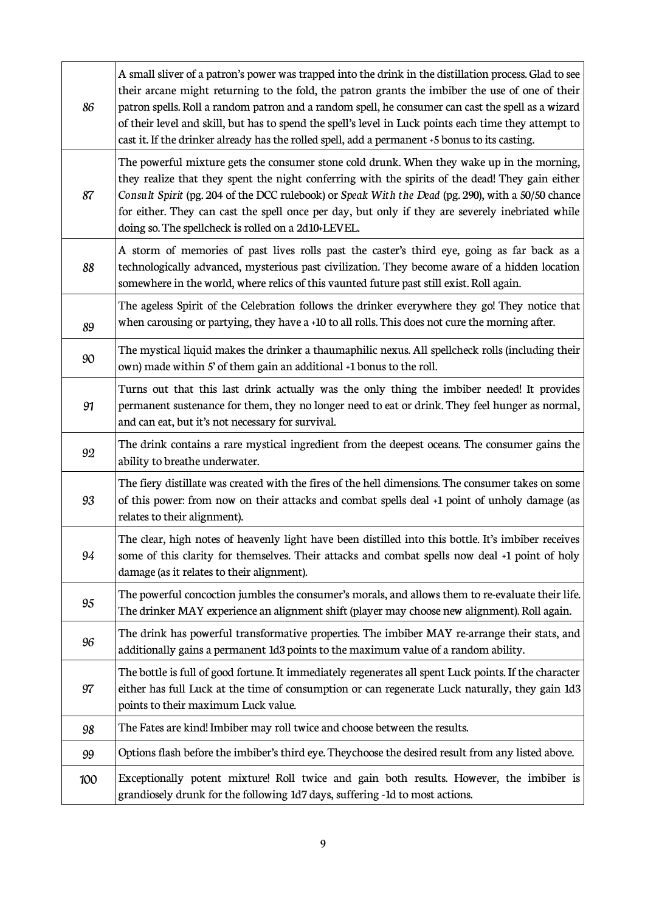| | |
|---|---|
| 86 | A small sliver of a patron's power was trapped into the drink in the distillation process. Glad to see their arcane might returning to the fold, the patron grants the imbiber the use of one of their patron spells. Roll a random patron and a random spell, he consumer can cast the spell as a wizard of their level and skill, but has to spend the spell's level in Luck points each time they attempt to cast it. If the drinker already has the rolled spell, add a permanent +5 bonus to its casting. |
| 87 | The powerful mixture gets the consumer stone cold drunk. When they wake up in the morning, they realize that they spent the night conferring with the spirits of the dead! They gain either *Consult Spirit* (pg. 204 of the DCC rulebook) or *Speak With the Dead* (pg. 290), with a 50/50 chance for either. They can cast the spell once per day, but only if they are severely inebriated while doing so. The spellcheck is rolled on a 2d10+LEVEL. |
| 88 | A storm of memories of past lives rolls past the caster's third eye, going as far back as a technologically advanced, mysterious past civilization. They become aware of a hidden location somewhere in the world, where relics of this vaunted future past still exist. Roll again. |
| 89 | The ageless Spirit of the Celebration follows the drinker everywhere they go! They notice that when carousing or partying, they have a +10 to all rolls. This does not cure the morning after. |
| 90 | The mystical liquid makes the drinker a thaumaphilic nexus. All spellcheck rolls (including their own) made within 5' of them gain an additional +1 bonus to the roll. |
| 91 | Turns out that this last drink actually was the only thing the imbiber needed! It provides permanent sustenance for them, they no longer need to eat or drink. They feel hunger as normal, and can eat, but it's not necessary for survival. |
| 92 | The drink contains a rare mystical ingredient from the deepest oceans. The consumer gains the ability to breathe underwater. |
| 93 | The fiery distillate was created with the fires of the hell dimensions. The consumer takes on some of this power: from now on their attacks and combat spells deal +1 point of unholy damage (as relates to their alignment). |
| 94 | The clear, high notes of heavenly light have been distilled into this bottle. It's imbiber receives some of this clarity for themselves. Their attacks and combat spells now deal +1 point of holy damage (as it relates to their alignment). |
| 95 | The powerful concoction jumbles the consumer's morals, and allows them to re-evaluate their life. The drinker MAY experience an alignment shift (player may choose new alignment). Roll again. |
| 96 | The drink has powerful transformative properties. The imbiber MAY re-arrange their stats, and additionally gains a permanent 1d3 points to the maximum value of a random ability. |
| 97 | The bottle is full of good fortune. It immediately regenerates all spent Luck points. If the character either has full Luck at the time of consumption or can regenerate Luck naturally, they gain 1d3 points to their maximum Luck value. |
| 98 | The Fates are kind! Imbiber may roll twice and choose between the results. |
| 99 | Options flash before the imbiber's third eye. Theychoose the desired result from any listed above. |
| 100 | Exceptionally potent mixture! Roll twice and gain both results. However, the imbiber is grandiosely drunk for the following 1d7 days, suffering -1d to most actions. |